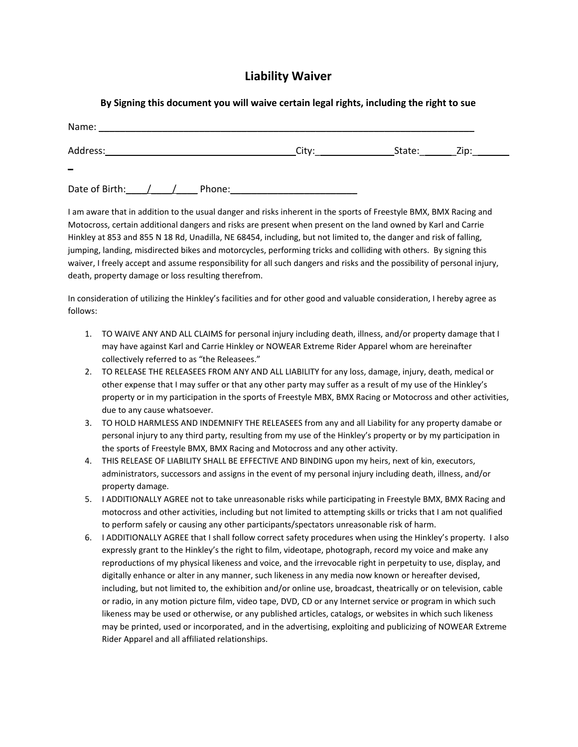# Liability Waiver

**By Signing this document you will waive certain legal rights, including the right to sue**

Name: ___________________________________________________________________________

Address:____________________________________City:_______________State:______Zip:________

Date of Birth:____/____/____ Phone:________________________

I am aware that in addition to the usual danger and risks inherent in the sports of Freestyle BMX, BMX Racing and Motocross, certain additional dangers and risks are present when present on the land owned by Karl and Carrie Hinkley at 853 and 855 N 18 Rd, Unadilla, NE 68454, including, but not limited to, the danger and risk of falling, jumping, landing, misdirected bikes and motorcycles, performing tricks and colliding with others. By signing this waiver, I freely accept and assume responsibility for all such dangers and risks and the possibility of personal injury, death, property damage or loss resulting therefrom.

In consideration of utilizing the Hinkley's facilities and for other good and valuable consideration, I hereby agree as follows:

1. TO WAIVE ANY AND ALL CLAIMS for personal injury including death, illness, and/or property damage that I may have against Karl and Carrie Hinkley or NOWEAR Extreme Rider Apparel whom are hereinafter collectively referred to as "the Releasees."
2. TO RELEASE THE RELEASEES FROM ANY AND ALL LIABILITY for any loss, damage, injury, death, medical or other expense that I may suffer or that any other party may suffer as a result of my use of the Hinkley's property or in my participation in the sports of Freestyle MBX, BMX Racing or Motocross and other activities, due to any cause whatsoever.
3. TO HOLD HARMLESS AND INDEMNIFY THE RELEASEES from any and all Liability for any property damabe or personal injury to any third party, resulting from my use of the Hinkley's property or by my participation in the sports of Freestyle BMX, BMX Racing and Motocross and any other activity.
4. THIS RELEASE OF LIABILITY SHALL BE EFFECTIVE AND BINDING upon my heirs, next of kin, executors, administrators, successors and assigns in the event of my personal injury including death, illness, and/or property damage.
5. I ADDITIONALLY AGREE not to take unreasonable risks while participating in Freestyle BMX, BMX Racing and motocross and other activities, including but not limited to attempting skills or tricks that I am not qualified to perform safely or causing any other participants/spectators unreasonable risk of harm.
6. I ADDITIONALLY AGREE that I shall follow correct safety procedures when using the Hinkley's property. I also expressly grant to the Hinkley's the right to film, videotape, photograph, record my voice and make any reproductions of my physical likeness and voice, and the irrevocable right in perpetuity to use, display, and digitally enhance or alter in any manner, such likeness in any media now known or hereafter devised, including, but not limited to, the exhibition and/or online use, broadcast, theatrically or on television, cable or radio, in any motion picture film, video tape, DVD, CD or any Internet service or program in which such likeness may be used or otherwise, or any published articles, catalogs, or websites in which such likeness may be printed, used or incorporated, and in the advertising, exploiting and publicizing of NOWEAR Extreme Rider Apparel and all affiliated relationships.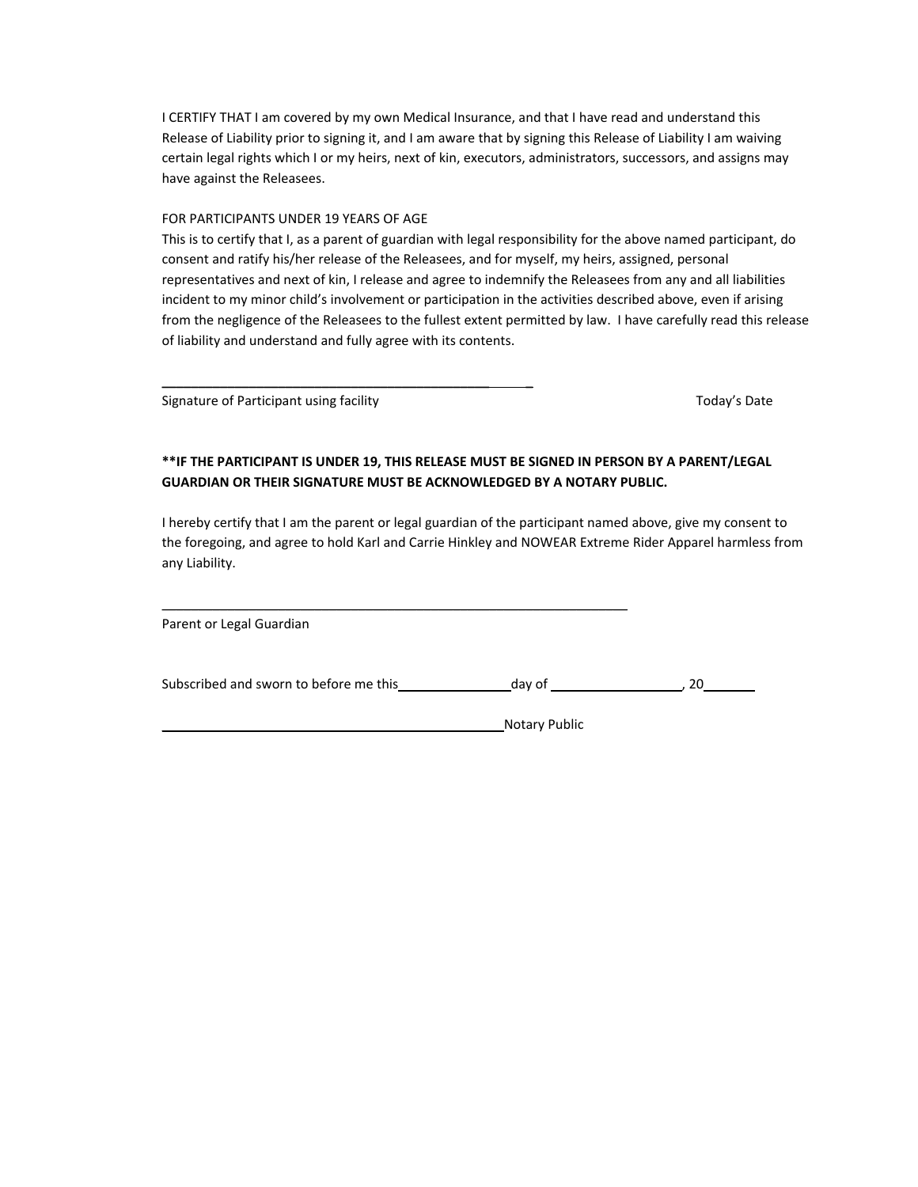I CERTIFY THAT I am covered by my own Medical Insurance, and that I have read and understand this Release of Liability prior to signing it, and I am aware that by signing this Release of Liability I am waiving certain legal rights which I or my heirs, next of kin, executors, administrators, successors, and assigns may have against the Releasees.

FOR PARTICIPANTS UNDER 19 YEARS OF AGE
This is to certify that I, as a parent of guardian with legal responsibility for the above named participant, do consent and ratify his/her release of the Releasees, and for myself, my heirs, assigned, personal representatives and next of kin, I release and agree to indemnify the Releasees from any and all liabilities incident to my minor child's involvement or participation in the activities described above, even if arising from the negligence of the Releasees to the fullest extent permitted by law. I have carefully read this release of liability and understand and fully agree with its contents.

_______________________________________________

Signature of Participant using facility                                                                 Today's Date

**\*\*IF THE PARTICIPANT IS UNDER 19, THIS RELEASE MUST BE SIGNED IN PERSON BY A PARENT/LEGAL GUARDIAN OR THEIR SIGNATURE MUST BE ACKNOWLEDGED BY A NOTARY PUBLIC.**

I hereby certify that I am the parent or legal guardian of the participant named above, give my consent to the foregoing, and agree to hold Karl and Carrie Hinkley and NOWEAR Extreme Rider Apparel harmless from any Liability.

_______________________________________________

Parent or Legal Guardian

Subscribed and sworn to before me this_______________day of __________________, 20_______

_______________________________________________Notary Public